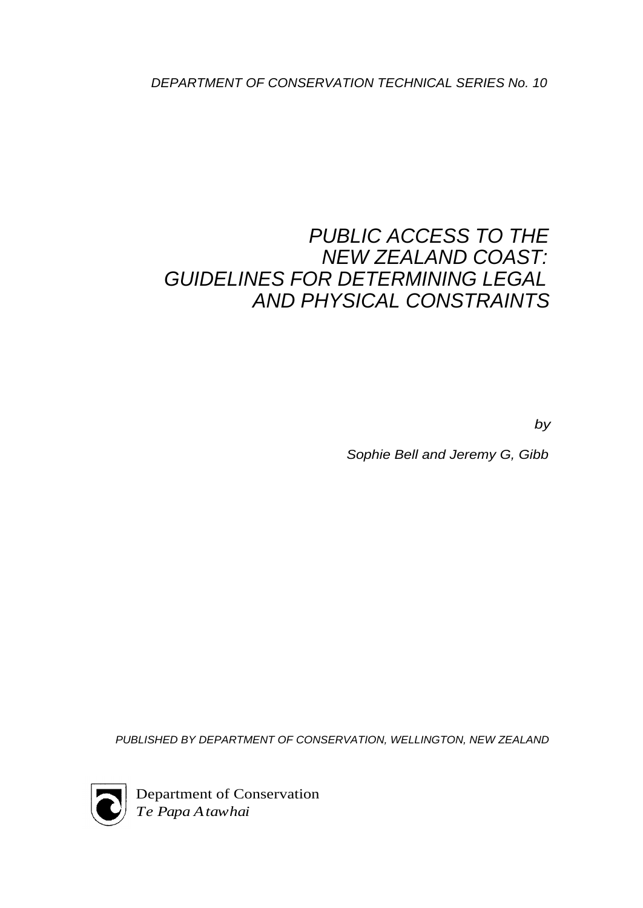DEPARTMENT OF CONSERVATION TECHNICAL SERIES No. 10

# PUBLIC ACCESS TO THE NEW ZEALAND COAST: GUIDELINES FOR DETERMINING LEGAL AND PHYSICAL CONSTRAINTS

by

Sophie Bell and Jeremy G, Gibb

PUBLISHED BY DEPARTMENT OF CONSERVATION, WELLINGTON, NEW ZEALAND

Department of Conservation
*Te Papa Atawhai*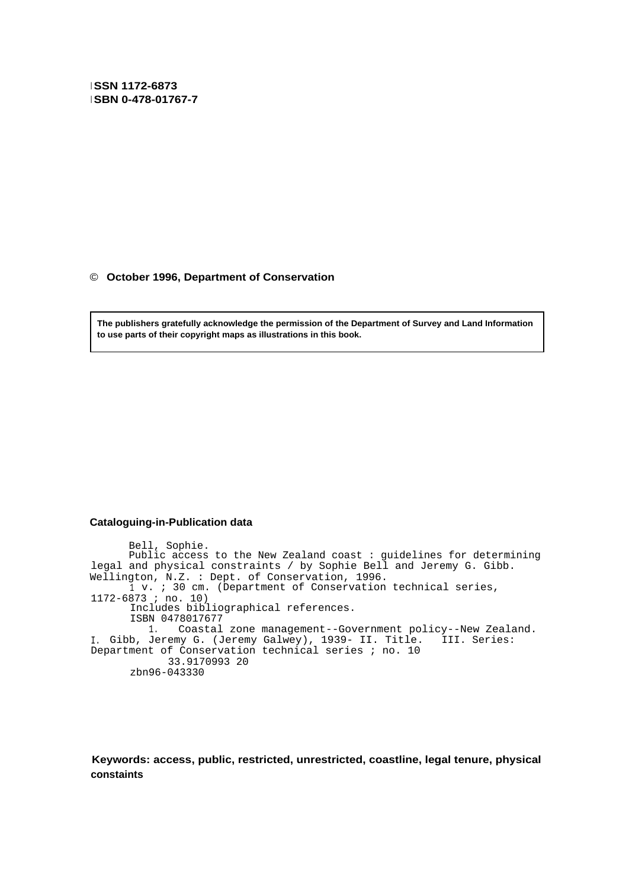**ISSN 1172-6873**
**ISBN 0-478-01767-7**

© **October 1996, Department of Conservation**

**The publishers gratefully acknowledge the permission of the Department of Survey and Land Information to use parts of their copyright maps as illustrations in this book.**

**Cataloguing-in-Publication data**

```
      Bell, Sophie.
      Public access to the New Zealand coast : guidelines for determining
legal and physical constraints / by Sophie Bell and Jeremy G. Gibb.
Wellington, N.Z. : Dept. of Conservation, 1996.
      1 v. ; 30 cm. (Department of Conservation technical series,
1172-6873 ; no. 10)
      Includes bibliographical references.
      ISBN 0478017677
        1.   Coastal zone management--Government policy--New Zealand.
I. Gibb, Jeremy G. (Jeremy Galwey), 1939- II. Title.   III. Series:
Department of Conservation technical series ; no. 10
           33.9170993 20
      zbn96-043330
```

**Keywords: access, public, restricted, unrestricted, coastline, legal tenure, physical constaints**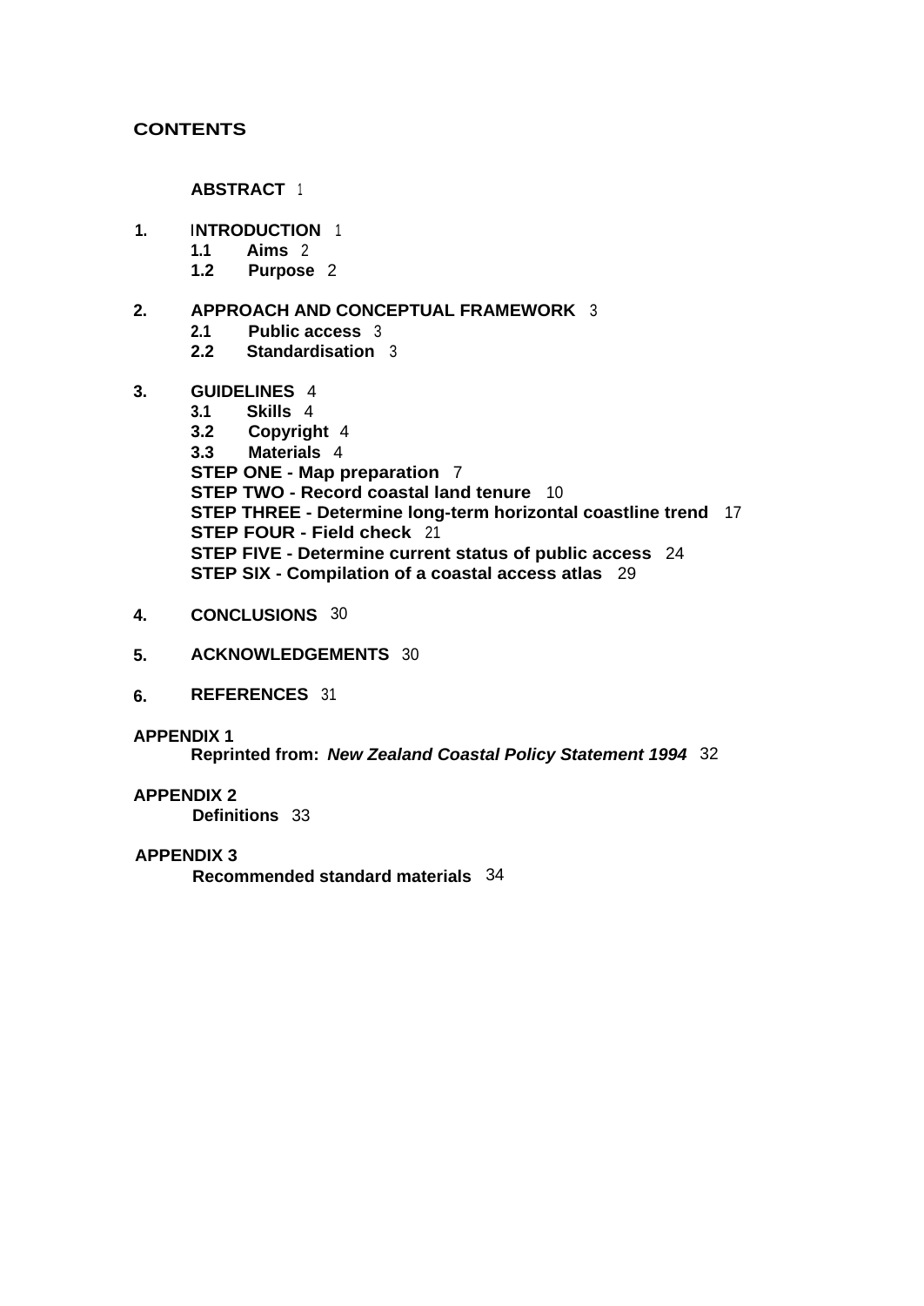# CONTENTS

**ABSTRACT** 1

**1. INTRODUCTION** 1

- **1.1 Aims** 2
- **1.2 Purpose** 2

**2. APPROACH AND CONCEPTUAL FRAMEWORK** 3

- **2.1 Public access** 3
- **2.2 Standardisation** 3

**3. GUIDELINES** 4

- **3.1 Skills** 4
- **3.2 Copyright** 4
- **3.3 Materials** 4
- **STEP ONE - Map preparation** 7
- **STEP TWO - Record coastal land tenure** 10
- **STEP THREE - Determine long-term horizontal coastline trend** 17
- **STEP FOUR - Field check** 21
- **STEP FIVE - Determine current status of public access** 24
- **STEP SIX - Compilation of a coastal access atlas** 29

**4. CONCLUSIONS** 30

**5. ACKNOWLEDGEMENTS** 30

**6. REFERENCES** 31

**APPENDIX 1**

**Reprinted from:** ***New Zealand Coastal Policy Statement 1994*** 32

**APPENDIX 2**

**Definitions** 33

**APPENDIX 3**

**Recommended standard materials** 34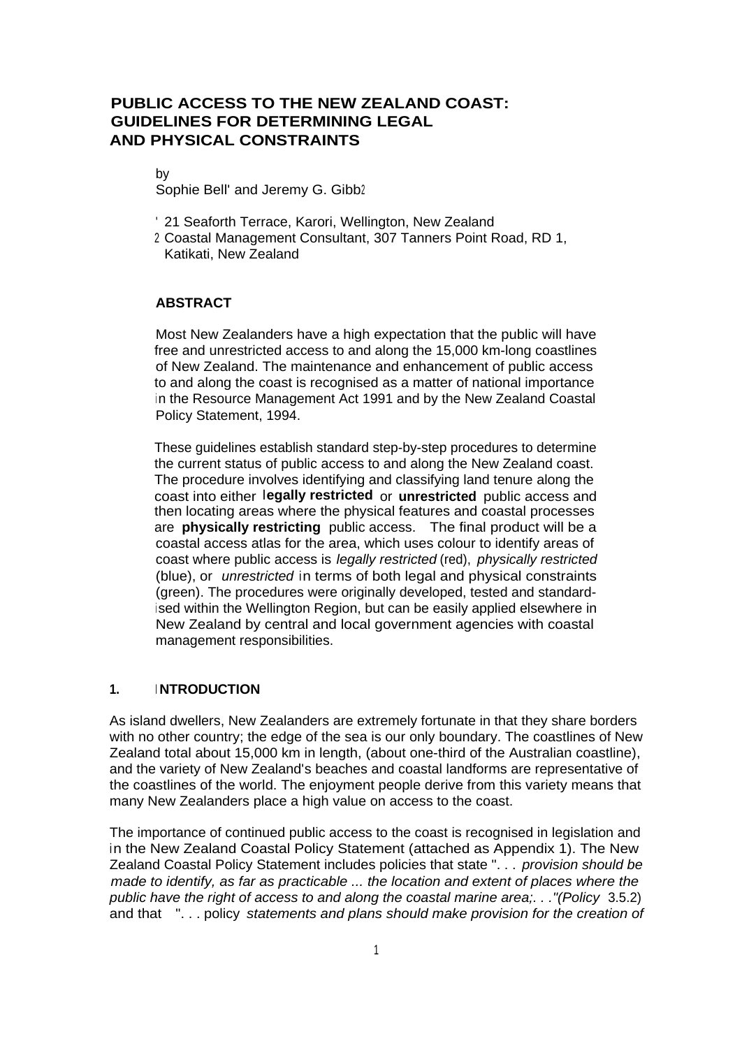# PUBLIC ACCESS TO THE NEW ZEALAND COAST: GUIDELINES FOR DETERMINING LEGAL AND PHYSICAL CONSTRAINTS

by

Sophie Bell[1] and Jeremy G. Gibb[2]

[1] 21 Seaforth Terrace, Karori, Wellington, New Zealand

[2] Coastal Management Consultant, 307 Tanners Point Road, RD 1, Katikati, New Zealand

## ABSTRACT

Most New Zealanders have a high expectation that the public will have free and unrestricted access to and along the 15,000 km-long coastlines of New Zealand. The maintenance and enhancement of public access to and along the coast is recognised as a matter of national importance in the Resource Management Act 1991 and by the New Zealand Coastal Policy Statement, 1994.

These guidelines establish standard step-by-step procedures to determine the current status of public access to and along the New Zealand coast. The procedure involves identifying and classifying land tenure along the coast into either **legally restricted** or **unrestricted** public access and then locating areas where the physical features and coastal processes are **physically restricting** public access. The final product will be a coastal access atlas for the area, which uses colour to identify areas of coast where public access is *legally restricted* (red), *physically restricted* (blue), or *unrestricted* in terms of both legal and physical constraints (green). The procedures were originally developed, tested and standardised within the Wellington Region, but can be easily applied elsewhere in New Zealand by central and local government agencies with coastal management responsibilities.

## 1. INTRODUCTION

As island dwellers, New Zealanders are extremely fortunate in that they share borders with no other country; the edge of the sea is our only boundary. The coastlines of New Zealand total about 15,000 km in length, (about one-third of the Australian coastline), and the variety of New Zealand's beaches and coastal landforms are representative of the coastlines of the world. The enjoyment people derive from this variety means that many New Zealanders place a high value on access to the coast.

The importance of continued public access to the coast is recognised in legislation and in the New Zealand Coastal Policy Statement (attached as Appendix 1). The New Zealand Coastal Policy Statement includes policies that state ". . . *provision should be made to identify, as far as practicable ... the location and extent of places where the public have the right of access to and along the coastal marine area;. . ."(Policy* 3.5.2) and that ". . . policy *statements and plans should make provision for the creation of*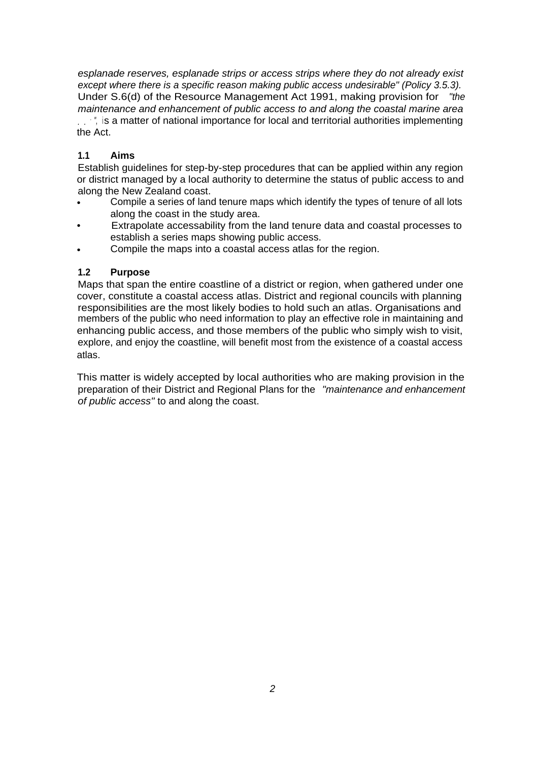*esplanade reserves, esplanade strips or access strips where they do not already exist except where there is a specific reason making public access undesirable" (Policy 3.5.3).* Under S.6(d) of the Resource Management Act 1991, making provision for *"the maintenance and enhancement of public access to and along the coastal marine area . . ."*, is a matter of national importance for local and territorial authorities implementing the Act.

### 1.1 Aims

Establish guidelines for step-by-step procedures that can be applied within any region or district managed by a local authority to determine the status of public access to and along the New Zealand coast.

- Compile a series of land tenure maps which identify the types of tenure of all lots along the coast in the study area.
- Extrapolate accessability from the land tenure data and coastal processes to establish a series maps showing public access.
- Compile the maps into a coastal access atlas for the region.

### 1.2 Purpose

Maps that span the entire coastline of a district or region, when gathered under one cover, constitute a coastal access atlas. District and regional councils with planning responsibilities are the most likely bodies to hold such an atlas. Organisations and members of the public who need information to play an effective role in maintaining and enhancing public access, and those members of the public who simply wish to visit, explore, and enjoy the coastline, will benefit most from the existence of a coastal access atlas.

This matter is widely accepted by local authorities who are making provision in the preparation of their District and Regional Plans for the *"maintenance and enhancement of public access"* to and along the coast.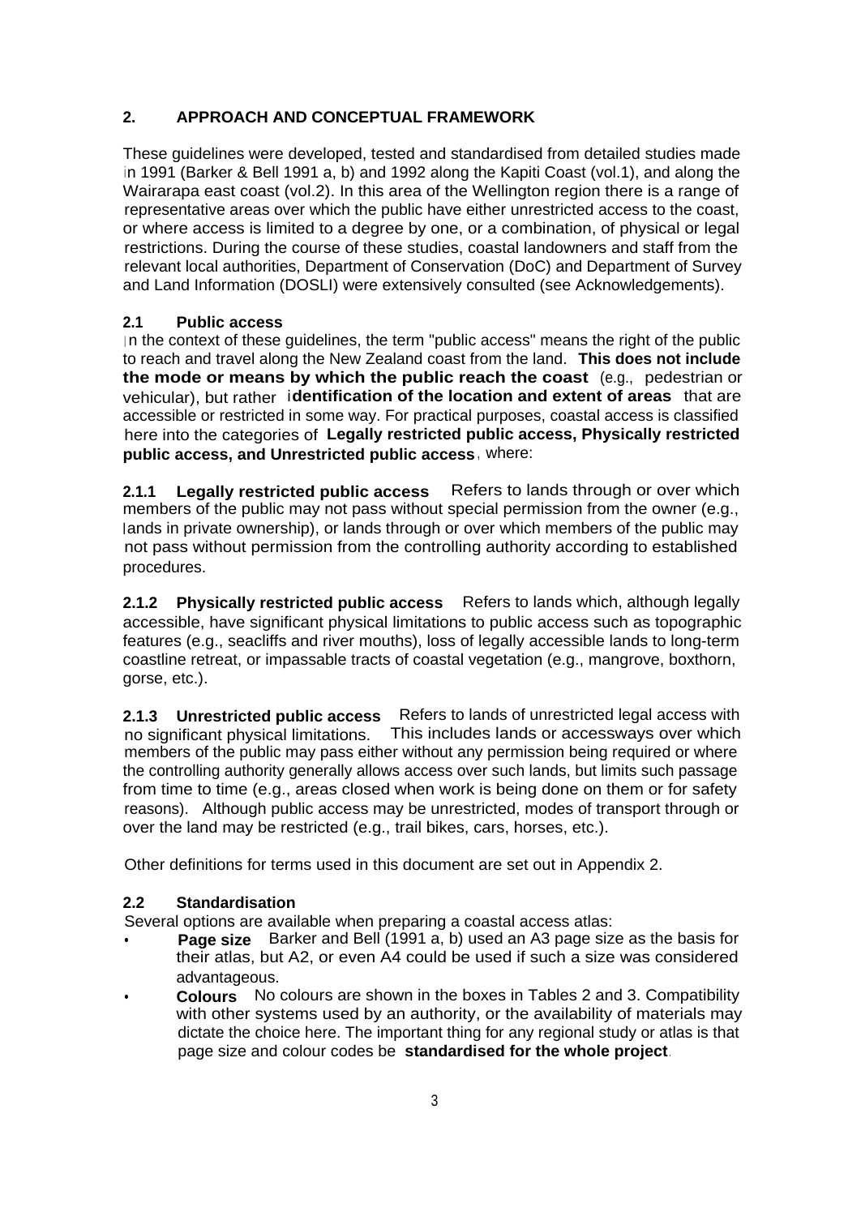## 2. APPROACH AND CONCEPTUAL FRAMEWORK

These guidelines were developed, tested and standardised from detailed studies made in 1991 (Barker & Bell 1991 a, b) and 1992 along the Kapiti Coast (vol.1), and along the Wairarapa east coast (vol.2). In this area of the Wellington region there is a range of representative areas over which the public have either unrestricted access to the coast, or where access is limited to a degree by one, or a combination, of physical or legal restrictions. During the course of these studies, coastal landowners and staff from the relevant local authorities, Department of Conservation (DoC) and Department of Survey and Land Information (DOSLI) were extensively consulted (see Acknowledgements).

### 2.1 Public access

In the context of these guidelines, the term "public access" means the right of the public to reach and travel along the New Zealand coast from the land. **This does not include the mode or means by which the public reach the coast** (e.g., pedestrian or vehicular), but rather **identification of the location and extent of areas** that are accessible or restricted in some way. For practical purposes, coastal access is classified here into the categories of **Legally restricted public access, Physically restricted public access, and Unrestricted public access**, where:

**2.1.1 Legally restricted public access** Refers to lands through or over which members of the public may not pass without special permission from the owner (e.g., lands in private ownership), or lands through or over which members of the public may not pass without permission from the controlling authority according to established procedures.

**2.1.2 Physically restricted public access** Refers to lands which, although legally accessible, have significant physical limitations to public access such as topographic features (e.g., seacliffs and river mouths), loss of legally accessible lands to long-term coastline retreat, or impassable tracts of coastal vegetation (e.g., mangrove, boxthorn, gorse, etc.).

**2.1.3 Unrestricted public access** Refers to lands of unrestricted legal access with no significant physical limitations. This includes lands or accessways over which members of the public may pass either without any permission being required or where the controlling authority generally allows access over such lands, but limits such passage from time to time (e.g., areas closed when work is being done on them or for safety reasons). Although public access may be unrestricted, modes of transport through or over the land may be restricted (e.g., trail bikes, cars, horses, etc.).

Other definitions for terms used in this document are set out in Appendix 2.

### 2.2 Standardisation

Several options are available when preparing a coastal access atlas:

- **Page size** Barker and Bell (1991 a, b) used an A3 page size as the basis for their atlas, but A2, or even A4 could be used if such a size was considered advantageous.
- **Colours** No colours are shown in the boxes in Tables 2 and 3. Compatibility with other systems used by an authority, or the availability of materials may dictate the choice here. The important thing for any regional study or atlas is that page size and colour codes be **standardised for the whole project**.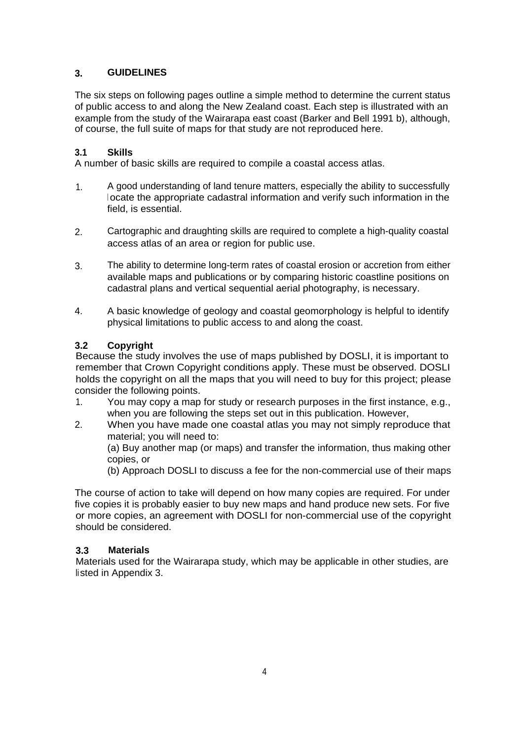## 3. GUIDELINES

The six steps on following pages outline a simple method to determine the current status of public access to and along the New Zealand coast. Each step is illustrated with an example from the study of the Wairarapa east coast (Barker and Bell 1991 b), although, of course, the full suite of maps for that study are not reproduced here.

### 3.1 Skills

A number of basic skills are required to compile a coastal access atlas.

1. A good understanding of land tenure matters, especially the ability to successfully locate the appropriate cadastral information and verify such information in the field, is essential.

2. Cartographic and draughting skills are required to complete a high-quality coastal access atlas of an area or region for public use.

3. The ability to determine long-term rates of coastal erosion or accretion from either available maps and publications or by comparing historic coastline positions on cadastral plans and vertical sequential aerial photography, is necessary.

4. A basic knowledge of geology and coastal geomorphology is helpful to identify physical limitations to public access to and along the coast.

### 3.2 Copyright

Because the study involves the use of maps published by DOSLI, it is important to remember that Crown Copyright conditions apply. These must be observed. DOSLI holds the copyright on all the maps that you will need to buy for this project; please consider the following points.

1. You may copy a map for study or research purposes in the first instance, e.g., when you are following the steps set out in this publication. However,
2. When you have made one coastal atlas you may not simply reproduce that material; you will need to:

   (a) Buy another map (or maps) and transfer the information, thus making other copies, or

   (b) Approach DOSLI to discuss a fee for the non-commercial use of their maps

The course of action to take will depend on how many copies are required. For under five copies it is probably easier to buy new maps and hand produce new sets. For five or more copies, an agreement with DOSLI for non-commercial use of the copyright should be considered.

### 3.3 Materials

Materials used for the Wairarapa study, which may be applicable in other studies, are listed in Appendix 3.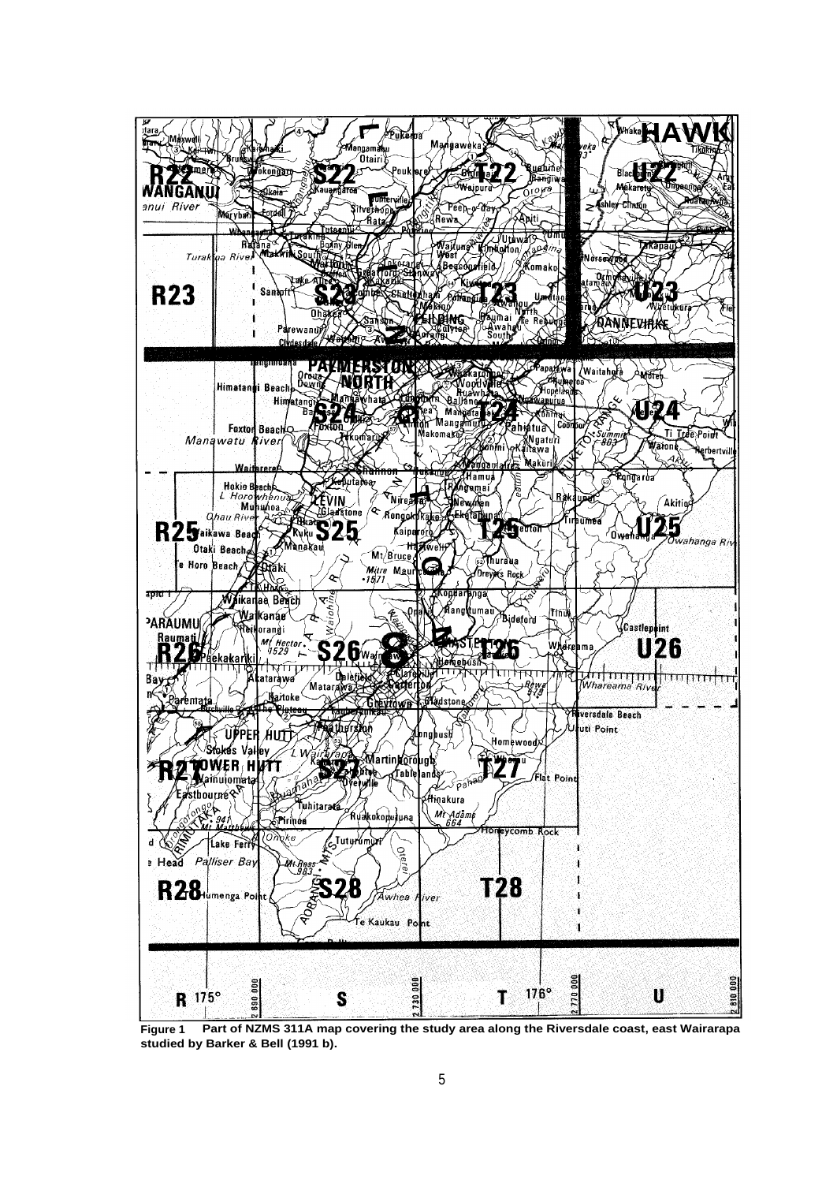**Figure 1 Part of NZMS 311A map covering the study area along the Riversdale coast, east Wairarapa studied by Barker & Bell (1991 b).**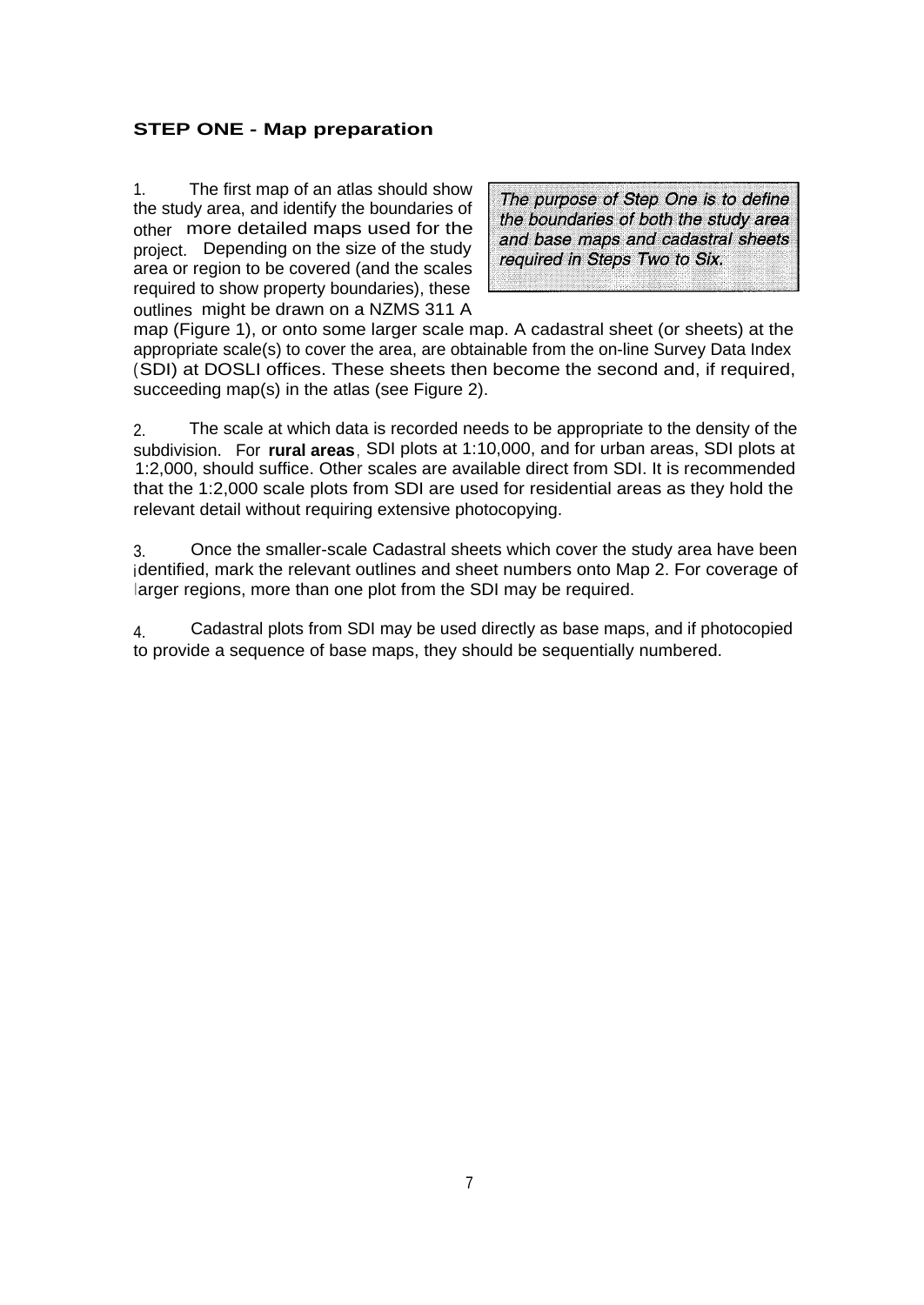## STEP ONE - Map preparation

*The purpose of Step One is to define the boundaries of both the study area and base maps and cadastral sheets required in Steps Two to Six.*

1. The first map of an atlas should show the study area, and identify the boundaries of other more detailed maps used for the project. Depending on the size of the study area or region to be covered (and the scales required to show property boundaries), these outlines might be drawn on a NZMS 311 A map (Figure 1), or onto some larger scale map. A cadastral sheet (or sheets) at the appropriate scale(s) to cover the area, are obtainable from the on-line Survey Data Index (SDI) at DOSLI offices. These sheets then become the second and, if required, succeeding map(s) in the atlas (see Figure 2).

2. The scale at which data is recorded needs to be appropriate to the density of the subdivision. For **rural areas**, SDI plots at 1:10,000, and for urban areas, SDI plots at 1:2,000, should suffice. Other scales are available direct from SDI. It is recommended that the 1:2,000 scale plots from SDI are used for residential areas as they hold the relevant detail without requiring extensive photocopying.

3. Once the smaller-scale Cadastral sheets which cover the study area have been identified, mark the relevant outlines and sheet numbers onto Map 2. For coverage of larger regions, more than one plot from the SDI may be required.

4. Cadastral plots from SDI may be used directly as base maps, and if photocopied to provide a sequence of base maps, they should be sequentially numbered.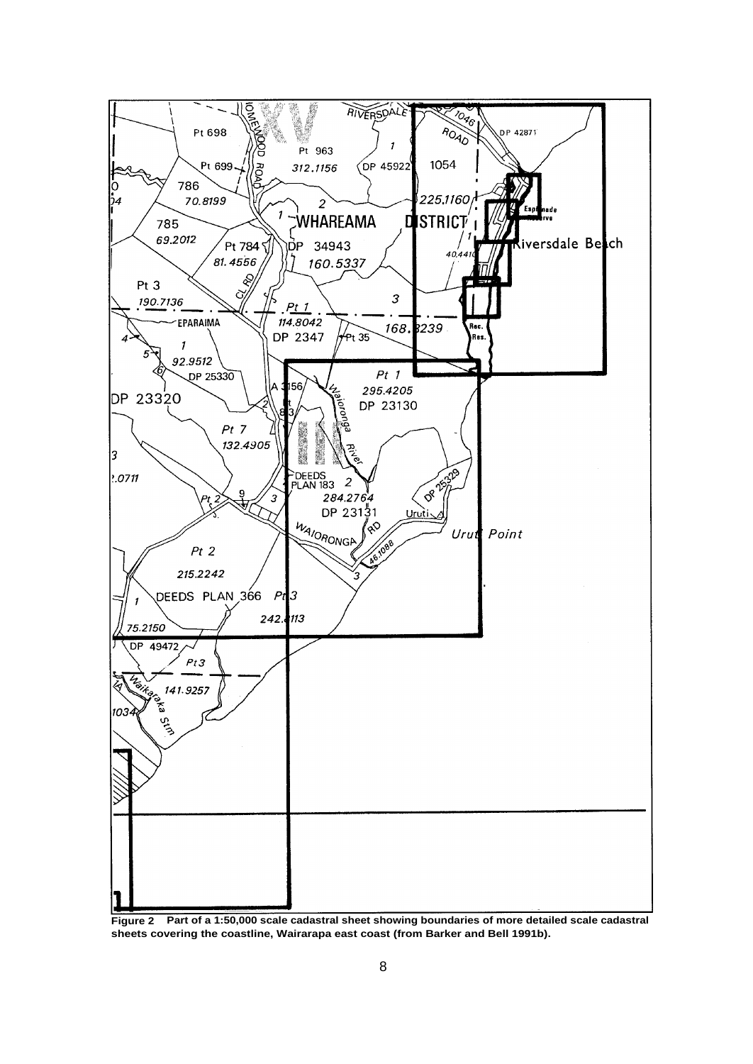**Figure 2 Part of a 1:50,000 scale cadastral sheet showing boundaries of more detailed scale cadastral sheets covering the coastline, Wairarapa east coast (from Barker and Bell 1991b).**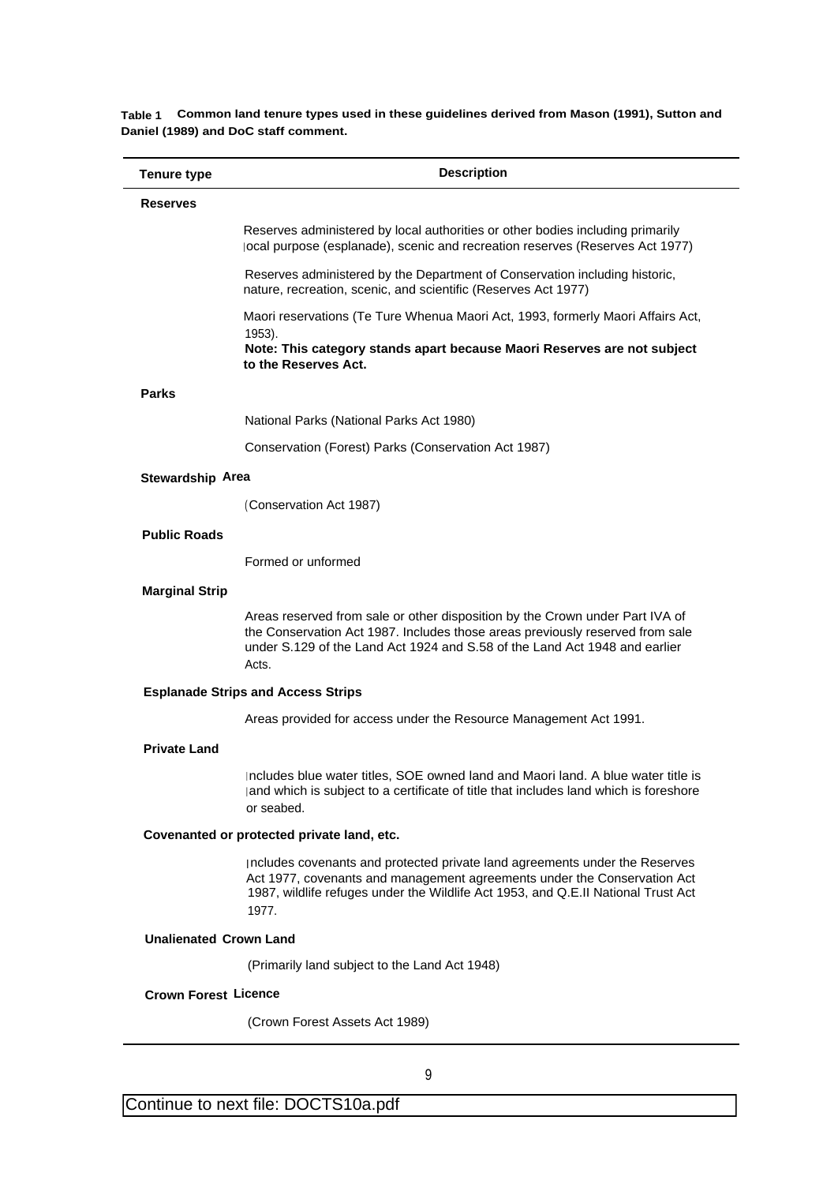**Table 1 Common land tenure types used in these guidelines derived from Mason (1991), Sutton and Daniel (1989) and DoC staff comment.**

| Tenure type | Description |
|---|---|
| **Reserves** | |
| | Reserves administered by local authorities or other bodies including primarily local purpose (esplanade), scenic and recreation reserves (Reserves Act 1977) |
| | Reserves administered by the Department of Conservation including historic, nature, recreation, scenic, and scientific (Reserves Act 1977) |
| | Maori reservations (Te Ture Whenua Maori Act, 1993, formerly Maori Affairs Act, 1953). **Note: This category stands apart because Maori Reserves are not subject to the Reserves Act.** |
| **Parks** | |
| | National Parks (National Parks Act 1980) |
| | Conservation (Forest) Parks (Conservation Act 1987) |
| **Stewardship Area** | |
| | (Conservation Act 1987) |
| **Public Roads** | |
| | Formed or unformed |
| **Marginal Strip** | |
| | Areas reserved from sale or other disposition by the Crown under Part IVA of the Conservation Act 1987. Includes those areas previously reserved from sale under S.129 of the Land Act 1924 and S.58 of the Land Act 1948 and earlier Acts. |
| **Esplanade Strips and Access Strips** | |
| | Areas provided for access under the Resource Management Act 1991. |
| **Private Land** | |
| | Includes blue water titles, SOE owned land and Maori land. A blue water title is land which is subject to a certificate of title that includes land which is foreshore or seabed. |
| **Covenanted or protected private land, etc.** | |
| | Includes covenants and protected private land agreements under the Reserves Act 1977, covenants and management agreements under the Conservation Act 1987, wildlife refuges under the Wildlife Act 1953, and Q.E.II National Trust Act 1977. |
| **Unalienated Crown Land** | |
| | (Primarily land subject to the Land Act 1948) |
| **Crown Forest Licence** | |
| | (Crown Forest Assets Act 1989) |

Continue to next file: DOCTS10a.pdf